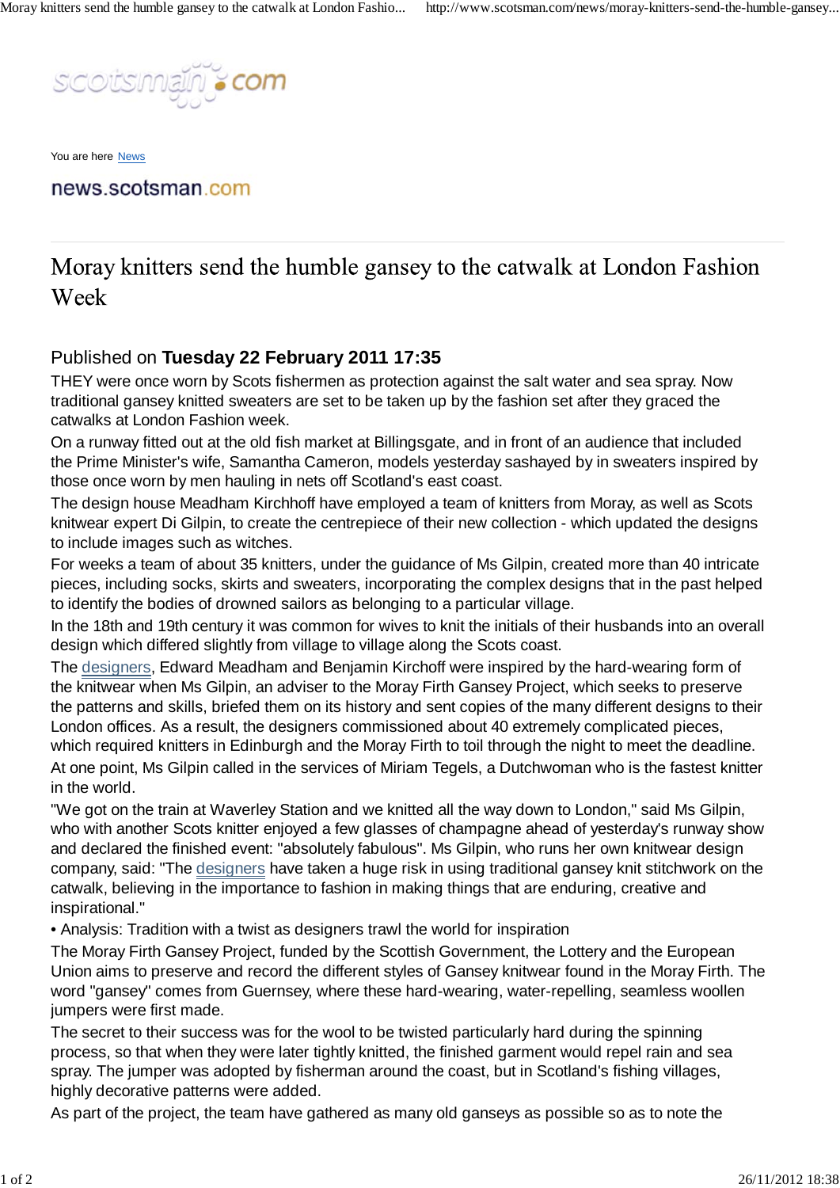You are here News

news.scotsman.com

# Moray knitters send the humble gansey to the catwalk at London Fashion Week

Published on **Tuesday 22 February 2011 17:35**

THEY were once worn by Scots fishermen as protection against the salt water and sea spray. Now traditional gansey knitted sweaters are set to be taken up by the fashion set after they graced the catwalks at London Fashion week.

On a runway fitted out at the old fish market at Billingsgate, and in front of an audience that included the Prime Minister's wife, Samantha Cameron, models yesterday sashayed by in sweaters inspired by those once worn by men hauling in nets off Scotland's east coast.

The design house Meadham Kirchhoff have employed a team of knitters from Moray, as well as Scots knitwear expert Di Gilpin, to create the centrepiece of their new collection - which updated the designs to include images such as witches.

For weeks a team of about 35 knitters, under the guidance of Ms Gilpin, created more than 40 intricate pieces, including socks, skirts and sweaters, incorporating the complex designs that in the past helped to identify the bodies of drowned sailors as belonging to a particular village.

In the 18th and 19th century it was common for wives to knit the initials of their husbands into an overall design which differed slightly from village to village along the Scots coast.

The designers, Edward Meadham and Benjamin Kirchoff were inspired by the hard-wearing form of the knitwear when Ms Gilpin, an adviser to the Moray Firth Gansey Project, which seeks to preserve the patterns and skills, briefed them on its history and sent copies of the many different designs to their London offices. As a result, the designers commissioned about 40 extremely complicated pieces, which required knitters in Edinburgh and the Moray Firth to toil through the night to meet the deadline.

At one point, Ms Gilpin called in the services of Miriam Tegels, a Dutchwoman who is the fastest knitter in the world.

"We got on the train at Waverley Station and we knitted all the way down to London," said Ms Gilpin, who with another Scots knitter enjoyed a few glasses of champagne ahead of yesterday's runway show and declared the finished event: "absolutely fabulous". Ms Gilpin, who runs her own knitwear design company, said: "The designers have taken a huge risk in using traditional gansey knit stitchwork on the catwalk, believing in the importance to fashion in making things that are enduring, creative and inspirational."

- Analysis: Tradition with a twist as designers trawl the world for inspiration

The Moray Firth Gansey Project, funded by the Scottish Government, the Lottery and the European Union aims to preserve and record the different styles of Gansey knitwear found in the Moray Firth. The word "gansey" comes from Guernsey, where these hard-wearing, water-repelling, seamless woollen jumpers were first made.

The secret to their success was for the wool to be twisted particularly hard during the spinning process, so that when they were later tightly knitted, the finished garment would repel rain and sea spray. The jumper was adopted by fisherman around the coast, but in Scotland's fishing villages, highly decorative patterns were added.

As part of the project, the team have gathered as many old ganseys as possible so as to note the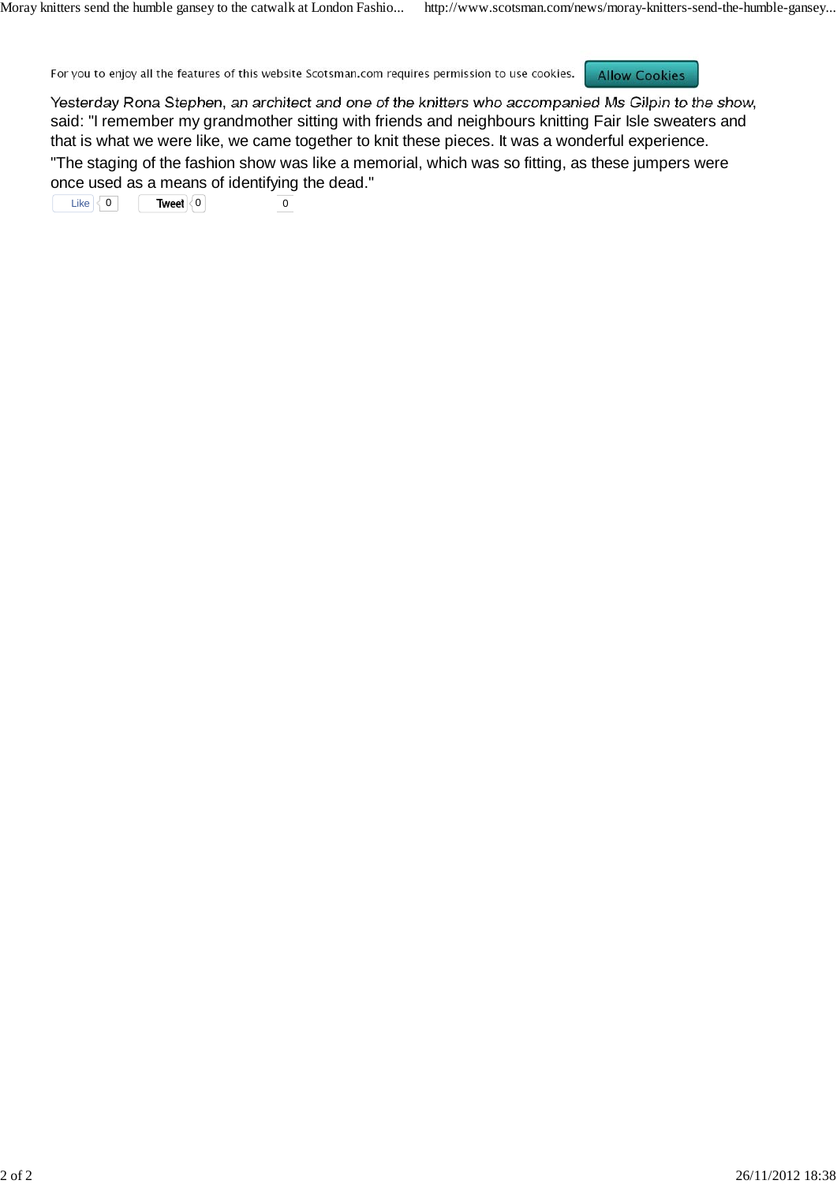For you to enjoy all the features of this website Scotsman.com requires permission to use cookies. Allow Cookies

Yesterday Rona Stephen, *an architect and one of the knitters who accompanied Ms Gilpin to the show*, said: "I remember my grandmother sitting with friends and neighbours knitting Fair Isle sweaters and that is what we were like, we came together to knit these pieces. It was a wonderful experience.

"The staging of the fashion show was like a memorial, which was so fitting, as these jumpers were once used as a means of identifying the dead."

Like 0 Tweet 0 0